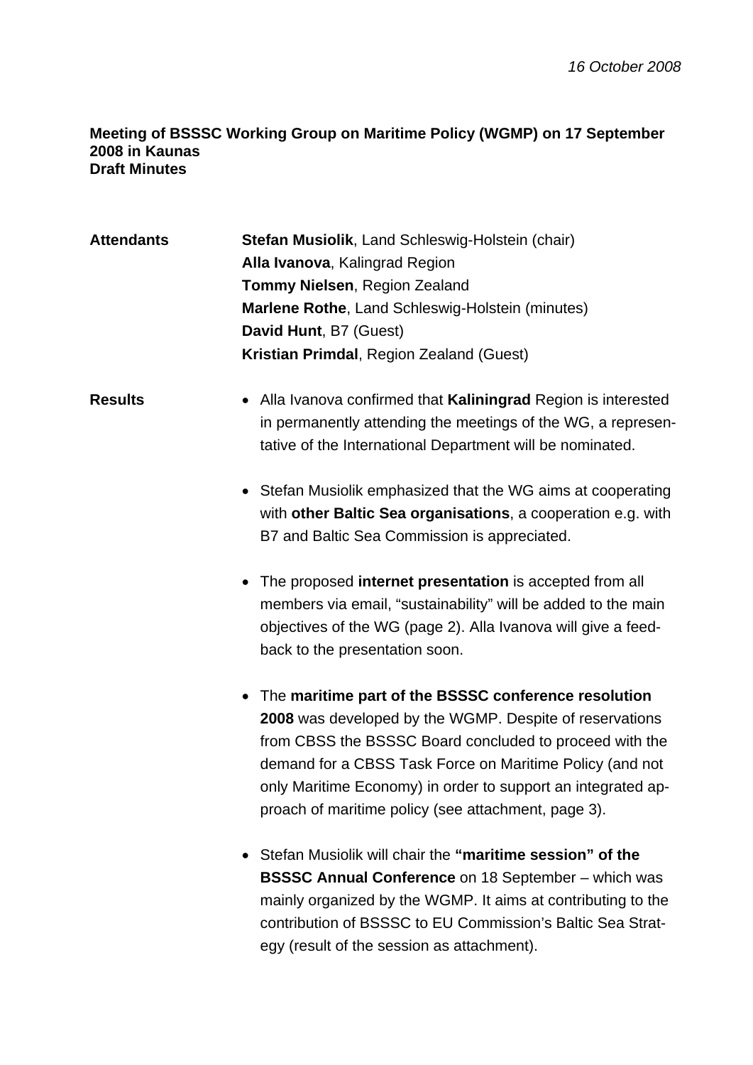*16 October 2008*

**Meeting of BSSSC Working Group on Maritime Policy (WGMP) on 17 September 2008 in Kaunas**
**Draft Minutes**

**Attendants**

**Stefan Musiolik**, Land Schleswig-Holstein (chair)
**Alla Ivanova**, Kalingrad Region
**Tommy Nielsen**, Region Zealand
**Marlene Rothe**, Land Schleswig-Holstein (minutes)
**David Hunt**, B7 (Guest)
**Kristian Primdal**, Region Zealand (Guest)

**Results**

- Alla Ivanova confirmed that **Kaliningrad** Region is interested in permanently attending the meetings of the WG, a representative of the International Department will be nominated.

- Stefan Musiolik emphasized that the WG aims at cooperating with **other Baltic Sea organisations**, a cooperation e.g. with B7 and Baltic Sea Commission is appreciated.

- The proposed **internet presentation** is accepted from all members via email, "sustainability" will be added to the main objectives of the WG (page 2). Alla Ivanova will give a feedback to the presentation soon.

- The **maritime part of the BSSSC conference resolution 2008** was developed by the WGMP. Despite of reservations from CBSS the BSSSC Board concluded to proceed with the demand for a CBSS Task Force on Maritime Policy (and not only Maritime Economy) in order to support an integrated approach of maritime policy (see attachment, page 3).

- Stefan Musiolik will chair the **"maritime session" of the BSSSC Annual Conference** on 18 September – which was mainly organized by the WGMP. It aims at contributing to the contribution of BSSSC to EU Commission's Baltic Sea Strategy (result of the session as attachment).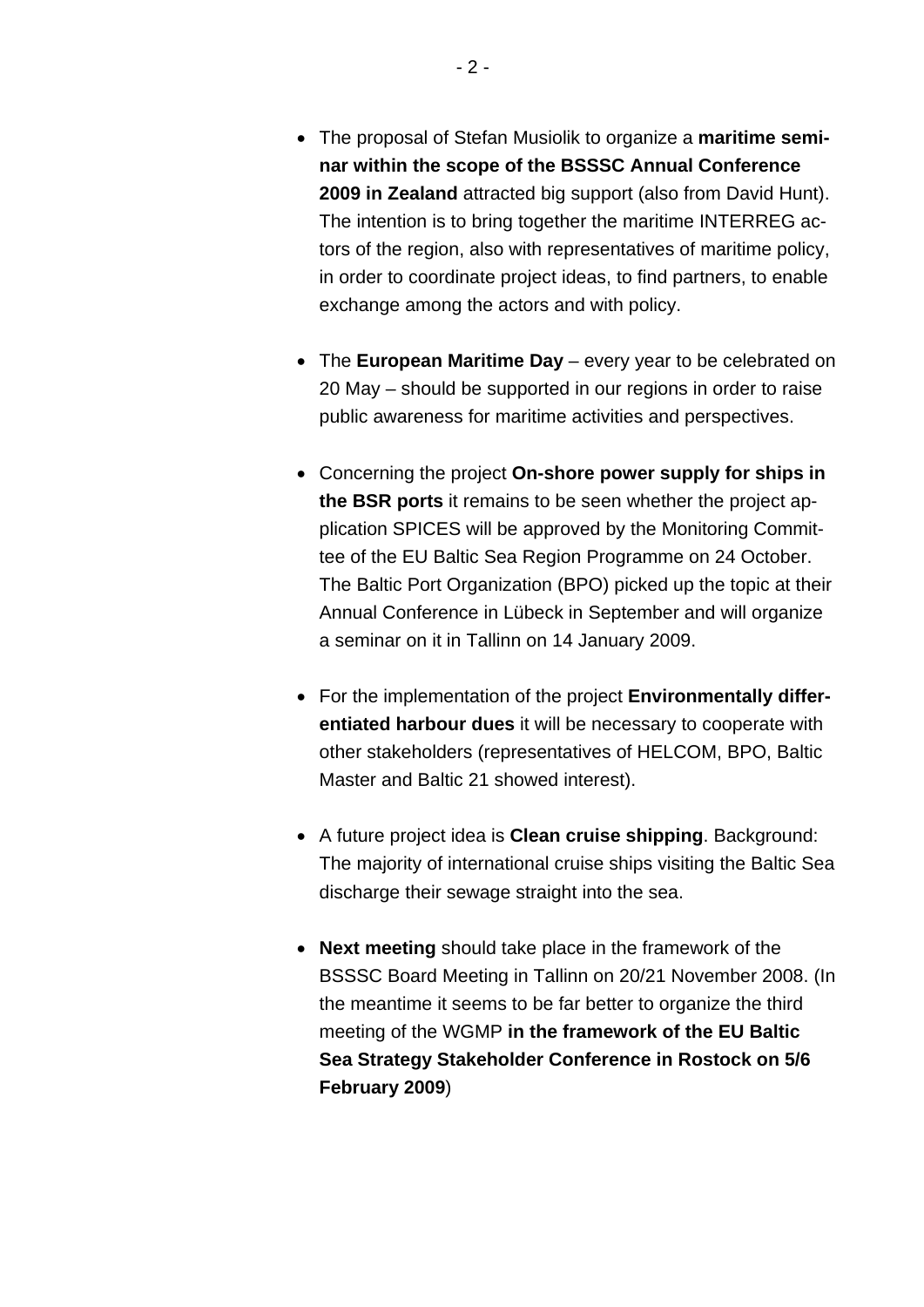- The proposal of Stefan Musiolik to organize a **maritime seminar within the scope of the BSSSC Annual Conference 2009 in Zealand** attracted big support (also from David Hunt). The intention is to bring together the maritime INTERREG actors of the region, also with representatives of maritime policy, in order to coordinate project ideas, to find partners, to enable exchange among the actors and with policy.

- The **European Maritime Day** – every year to be celebrated on 20 May – should be supported in our regions in order to raise public awareness for maritime activities and perspectives.

- Concerning the project **On-shore power supply for ships in the BSR ports** it remains to be seen whether the project application SPICES will be approved by the Monitoring Committee of the EU Baltic Sea Region Programme on 24 October. The Baltic Port Organization (BPO) picked up the topic at their Annual Conference in Lübeck in September and will organize a seminar on it in Tallinn on 14 January 2009.

- For the implementation of the project **Environmentally differentiated harbour dues** it will be necessary to cooperate with other stakeholders (representatives of HELCOM, BPO, Baltic Master and Baltic 21 showed interest).

- A future project idea is **Clean cruise shipping**. Background: The majority of international cruise ships visiting the Baltic Sea discharge their sewage straight into the sea.

- **Next meeting** should take place in the framework of the BSSSC Board Meeting in Tallinn on 20/21 November 2008. (In the meantime it seems to be far better to organize the third meeting of the WGMP **in the framework of the EU Baltic Sea Strategy Stakeholder Conference in Rostock on 5/6 February 2009**)